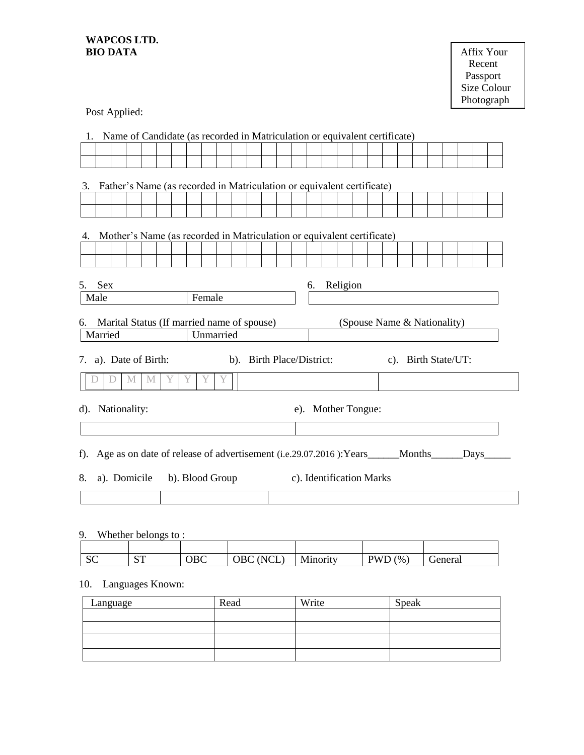**WAPCOS LTD.**
**BIO DATA**

Affix Your Recent Passport Size Colour Photograph

Post Applied:

1. Name of Candidate (as recorded in Matriculation or equivalent certificate)

| | | | | | | | | | | | | | | | | | | | | | | | | | | | |
|---|---|---|---|---|---|---|---|---|---|---|---|---|---|---|---|---|---|---|---|---|---|---|---|---|---|---|---|
| | | | | | | | | | | | | | | | | | | | | | | | | | | | |

3. Father's Name (as recorded in Matriculation or equivalent certificate)

| | | | | | | | | | | | | | | | | | | | | | | | | | | | |
|---|---|---|---|---|---|---|---|---|---|---|---|---|---|---|---|---|---|---|---|---|---|---|---|---|---|---|---|
| | | | | | | | | | | | | | | | | | | | | | | | | | | | |

4. Mother's Name (as recorded in Matriculation or equivalent certificate)

| | | | | | | | | | | | | | | | | | | | | | | | | | | | |
|---|---|---|---|---|---|---|---|---|---|---|---|---|---|---|---|---|---|---|---|---|---|---|---|---|---|---|---|
| | | | | | | | | | | | | | | | | | | | | | | | | | | | |

5. Sex

| Male | Female |
|---|---|

6. Religion

| |
|---|

6. Marital Status (If married name of spouse) (Spouse Name & Nationality)

| Married | Unmarried | |
|---|---|---|

7. a). Date of Birth: b). Birth Place/District: c). Birth State/UT:

| D | D | M | M | Y | Y | Y | Y | | |
|---|---|---|---|---|---|---|---|---|---|

d). Nationality: e). Mother Tongue:

| | |
|---|---|

f). Age as on date of release of advertisement (i.e.29.07.2016 ):Years______Months______Days_____

8. a). Domicile b). Blood Group c). Identification Marks

| | | |
|---|---|---|

9. Whether belongs to :

| | | | | | | |
|---|---|---|---|---|---|---|
| SC | ST | OBC | OBC (NCL) | Minority | PWD (%) | General |

10. Languages Known:

| Language | Read | Write | Speak |
|---|---|---|---|
| | | | |
| | | | |
| | | | |
| | | | |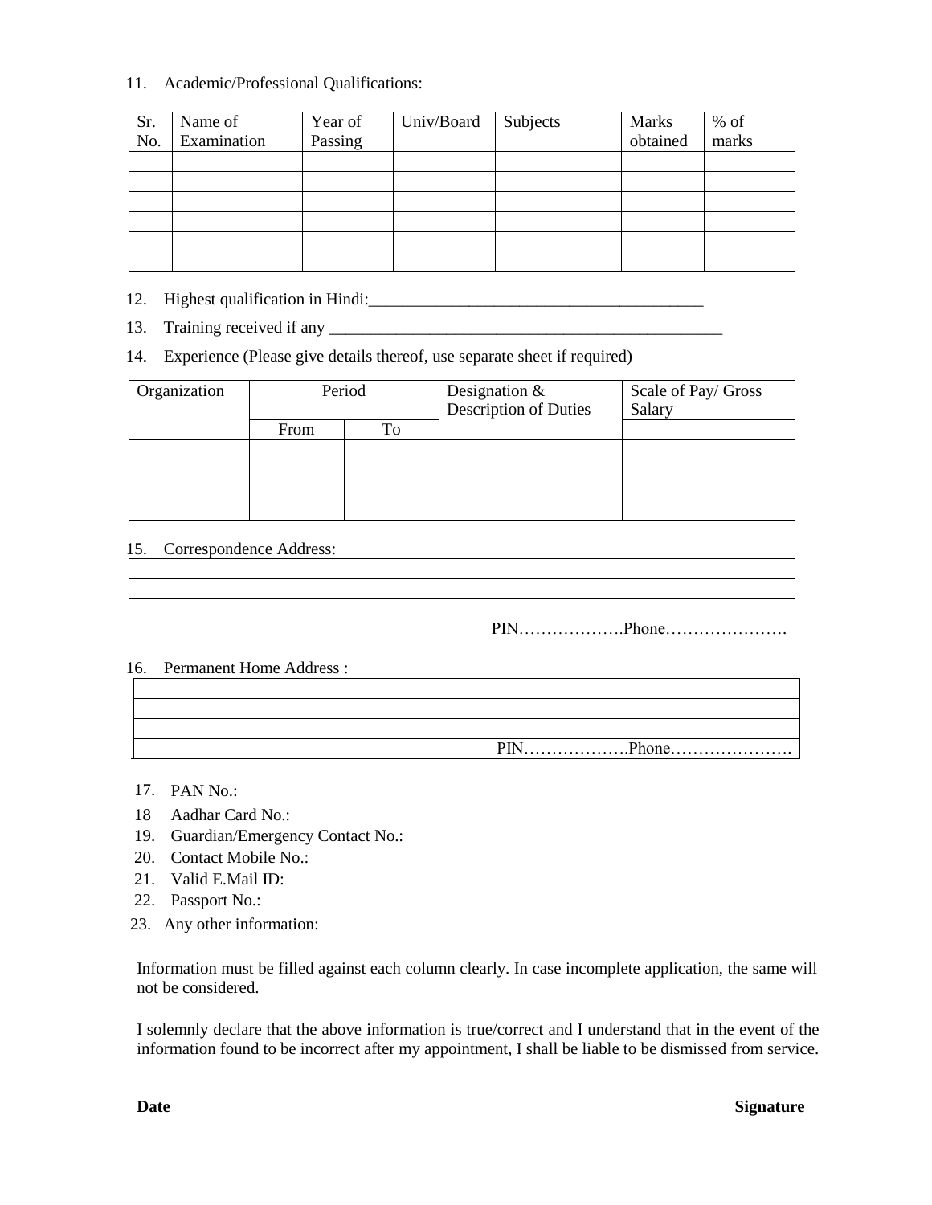11. Academic/Professional Qualifications:

| Sr. No. | Name of Examination | Year of Passing | Univ/Board | Subjects | Marks obtained | % of marks |
|---|---|---|---|---|---|---|
| | | | | | | |
| | | | | | | |
| | | | | | | |
| | | | | | | |
| | | | | | | |
| | | | | | | |

12. Highest qualification in Hindi:_________________________________________

13. Training received if any _________________________________________________

14. Experience (Please give details thereof, use separate sheet if required)

| Organization | Period | | Designation & Description of Duties | Scale of Pay/ Gross Salary |
|---|---|---|---|---|
| | From | To | | |
| | | | | |
| | | | | |
| | | | | |
| | | | | |

15. Correspondence Address:

| |
|---|
| |
| |
| PIN……………….Phone…………………. |

16. Permanent Home Address :

| |
|---|
| |
| |
| PIN……………….Phone…………………. |

17. PAN No.:
18 Aadhar Card No.:
19. Guardian/Emergency Contact No.:
20. Contact Mobile No.:
21. Valid E.Mail ID:
22. Passport No.:
23. Any other information:

Information must be filled against each column clearly. In case incomplete application, the same will not be considered.

I solemnly declare that the above information is true/correct and I understand that in the event of the information found to be incorrect after my appointment, I shall be liable to be dismissed from service.

**Date** **Signature**